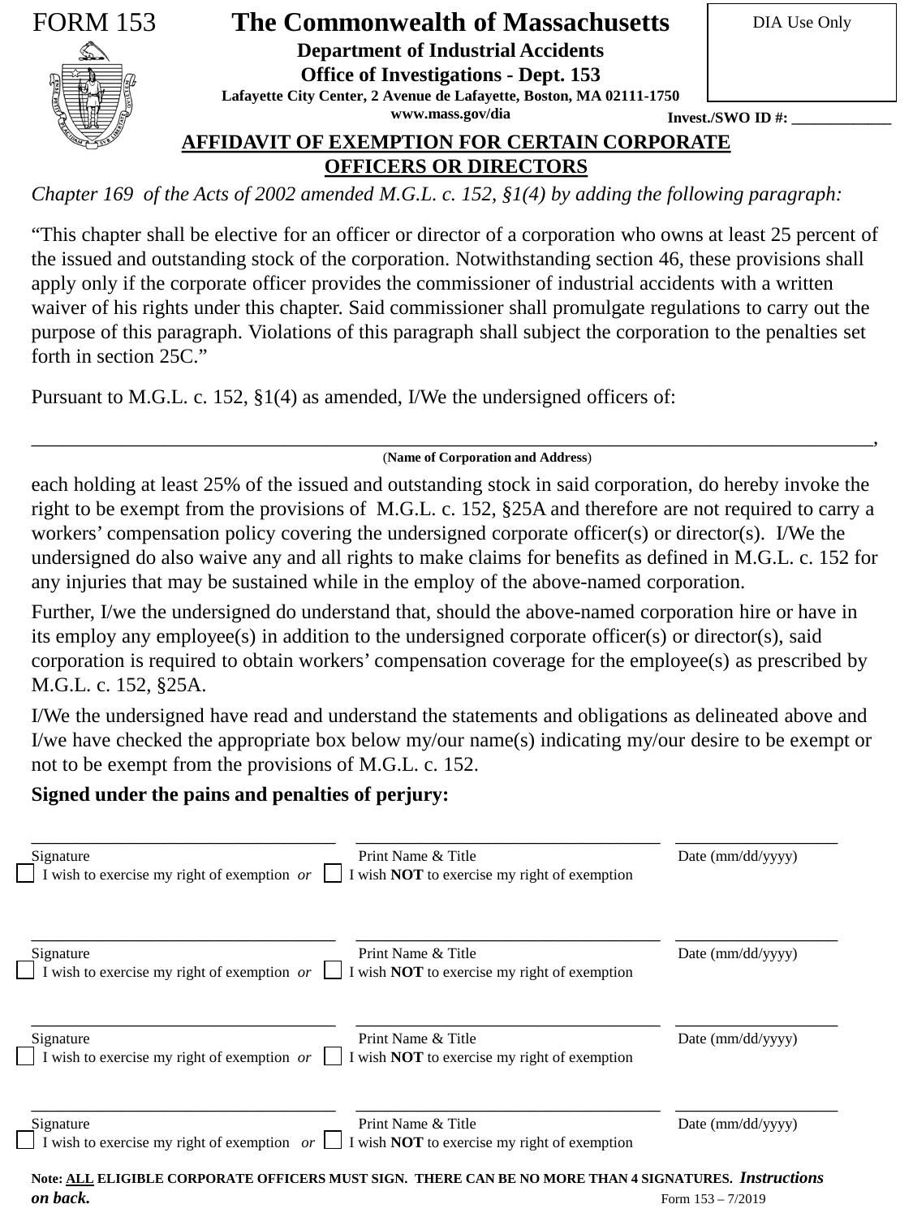FORM 153

# The Commonwealth of Massachusetts

**Department of Industrial Accidents**

**Office of Investigations - Dept. 153**

**Lafayette City Center, 2 Avenue de Lafayette, Boston, MA 02111-1750**

**www.mass.gov/dia**

DIA Use Only

**Invest./SWO ID #: _____________**

## AFFIDAVIT OF EXEMPTION FOR CERTAIN CORPORATE OFFICERS OR DIRECTORS

*Chapter 169 of the Acts of 2002 amended M.G.L. c. 152, §1(4) by adding the following paragraph:*

"This chapter shall be elective for an officer or director of a corporation who owns at least 25 percent of the issued and outstanding stock of the corporation. Notwithstanding section 46, these provisions shall apply only if the corporate officer provides the commissioner of industrial accidents with a written waiver of his rights under this chapter. Said commissioner shall promulgate regulations to carry out the purpose of this paragraph. Violations of this paragraph shall subject the corporation to the penalties set forth in section 25C."

Pursuant to M.G.L. c. 152, §1(4) as amended, I/We the undersigned officers of:

_______________________________________________________________________________________,

(**Name of Corporation and Address**)

each holding at least 25% of the issued and outstanding stock in said corporation, do hereby invoke the right to be exempt from the provisions of M.G.L. c. 152, §25A and therefore are not required to carry a workers' compensation policy covering the undersigned corporate officer(s) or director(s). I/We the undersigned do also waive any and all rights to make claims for benefits as defined in M.G.L. c. 152 for any injuries that may be sustained while in the employ of the above-named corporation.

Further, I/we the undersigned do understand that, should the above-named corporation hire or have in its employ any employee(s) in addition to the undersigned corporate officer(s) or director(s), said corporation is required to obtain workers' compensation coverage for the employee(s) as prescribed by M.G.L. c. 152, §25A.

I/We the undersigned have read and understand the statements and obligations as delineated above and I/we have checked the appropriate box below my/our name(s) indicating my/our desire to be exempt or not to be exempt from the provisions of M.G.L. c. 152.

**Signed under the pains and penalties of perjury:**

_________________________________ _________________________________ __________________

Signature Print Name & Title Date (mm/dd/yyyy)

☐ I wish to exercise my right of exemption *or* ☐ I wish **NOT** to exercise my right of exemption

_________________________________ _________________________________ __________________

Signature Print Name & Title Date (mm/dd/yyyy)

☐ I wish to exercise my right of exemption *or* ☐ I wish **NOT** to exercise my right of exemption

_________________________________ _________________________________ __________________

Signature Print Name & Title Date (mm/dd/yyyy)

☐ I wish to exercise my right of exemption *or* ☐ I wish **NOT** to exercise my right of exemption

_________________________________ _________________________________ __________________

Signature Print Name & Title Date (mm/dd/yyyy)

☐ I wish to exercise my right of exemption *or* ☐ I wish **NOT** to exercise my right of exemption

**Note: ALL ELIGIBLE CORPORATE OFFICERS MUST SIGN. THERE CAN BE NO MORE THAN 4 SIGNATURES.** ***Instructions on back.***

Form 153 – 7/2019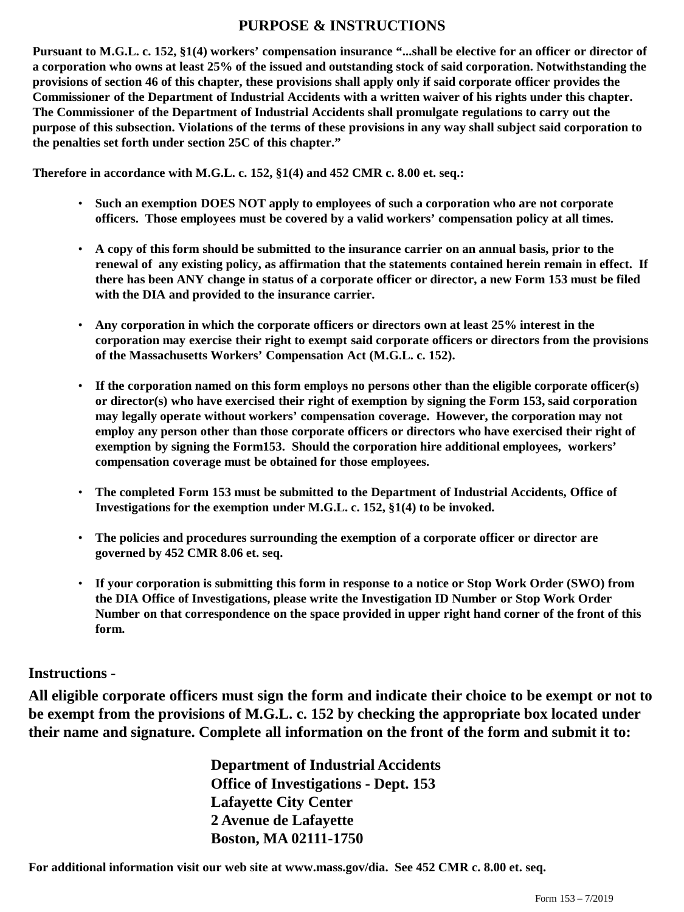# PURPOSE & INSTRUCTIONS

**Pursuant to M.G.L. c. 152, §1(4) workers' compensation insurance "...shall be elective for an officer or director of a corporation who owns at least 25% of the issued and outstanding stock of said corporation. Notwithstanding the provisions of section 46 of this chapter, these provisions shall apply only if said corporate officer provides the Commissioner of the Department of Industrial Accidents with a written waiver of his rights under this chapter. The Commissioner of the Department of Industrial Accidents shall promulgate regulations to carry out the purpose of this subsection. Violations of the terms of these provisions in any way shall subject said corporation to the penalties set forth under section 25C of this chapter."**

**Therefore in accordance with M.G.L. c. 152, §1(4) and 452 CMR c. 8.00 et. seq.:**

- **Such an exemption DOES NOT apply to employees of such a corporation who are not corporate officers. Those employees must be covered by a valid workers' compensation policy at all times.**
- **A copy of this form should be submitted to the insurance carrier on an annual basis, prior to the renewal of any existing policy, as affirmation that the statements contained herein remain in effect. If there has been ANY change in status of a corporate officer or director, a new Form 153 must be filed with the DIA and provided to the insurance carrier.**
- **Any corporation in which the corporate officers or directors own at least 25% interest in the corporation may exercise their right to exempt said corporate officers or directors from the provisions of the Massachusetts Workers' Compensation Act (M.G.L. c. 152).**
- **If the corporation named on this form employs no persons other than the eligible corporate officer(s) or director(s) who have exercised their right of exemption by signing the Form 153, said corporation may legally operate without workers' compensation coverage. However, the corporation may not employ any person other than those corporate officers or directors who have exercised their right of exemption by signing the Form153. Should the corporation hire additional employees, workers' compensation coverage must be obtained for those employees.**
- **The completed Form 153 must be submitted to the Department of Industrial Accidents, Office of Investigations for the exemption under M.G.L. c. 152, §1(4) to be invoked.**
- **The policies and procedures surrounding the exemption of a corporate officer or director are governed by 452 CMR 8.06 et. seq.**
- **If your corporation is submitting this form in response to a notice or Stop Work Order (SWO) from the DIA Office of Investigations, please write the Investigation ID Number or Stop Work Order Number on that correspondence on the space provided in upper right hand corner of the front of this form.**

## Instructions -

**All eligible corporate officers must sign the form and indicate their choice to be exempt or not to be exempt from the provisions of M.G.L. c. 152 by checking the appropriate box located under their name and signature. Complete all information on the front of the form and submit it to:**

**Department of Industrial Accidents**
**Office of Investigations - Dept. 153**
**Lafayette City Center**
**2 Avenue de Lafayette**
**Boston, MA 02111-1750**

**For additional information visit our web site at www.mass.gov/dia. See 452 CMR c. 8.00 et. seq.**

Form 153 – 7/2019